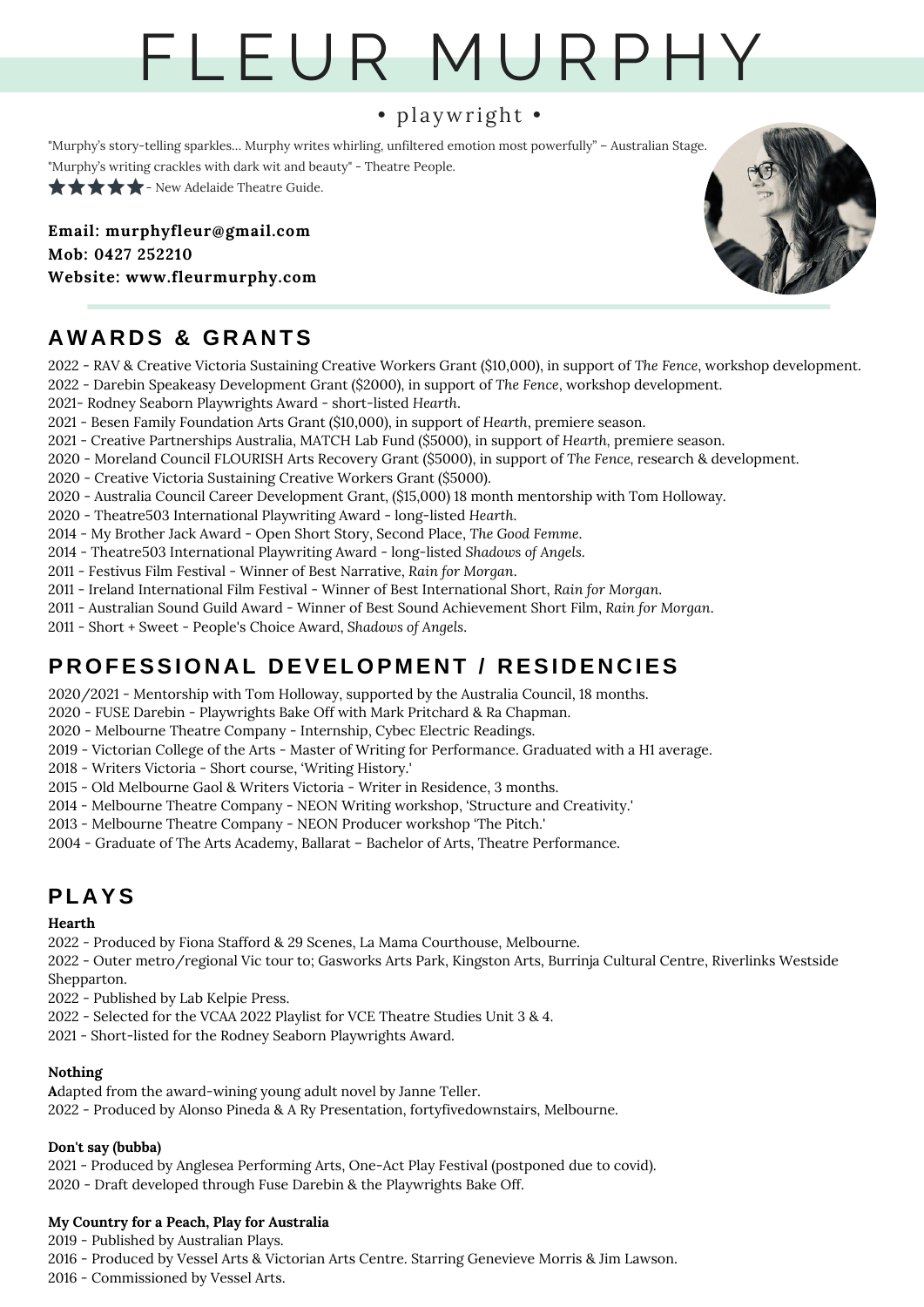# FLEUR MURPHY

• playwright •

"Murphy's story-telling sparkles... Murphy writes whirling, unfiltered emotion most powerfully" – Australian Stage.
"Murphy's writing crackles with dark wit and beauty" - Theatre People.
★★★★★ - New Adelaide Theatre Guide.

**Email: murphyfleur@gmail.com**
**Mob: 0427 252210**
**Website: www.fleurmurphy.com**

## AWARDS & GRANTS

2022 - RAV & Creative Victoria Sustaining Creative Workers Grant ($10,000), in support of *The Fence*, workshop development.
2022 - Darebin Speakeasy Development Grant ($2000), in support of *The Fence*, workshop development.
2021- Rodney Seaborn Playwrights Award - short-listed *Hearth*.
2021 - Besen Family Foundation Arts Grant ($10,000), in support of *Hearth*, premiere season.
2021 - Creative Partnerships Australia, MATCH Lab Fund ($5000), in support of *Hearth*, premiere season.
2020 - Moreland Council FLOURISH Arts Recovery Grant ($5000), in support of *The Fence*, research & development.
2020 - Creative Victoria Sustaining Creative Workers Grant ($5000).
2020 - Australia Council Career Development Grant, ($15,000) 18 month mentorship with Tom Holloway.
2020 - Theatre503 International Playwriting Award - long-listed *Hearth*.
2014 - My Brother Jack Award - Open Short Story, Second Place, *The Good Femme*.
2014 - Theatre503 International Playwriting Award - long-listed *Shadows of Angels*.
2011 - Festivus Film Festival - Winner of Best Narrative, *Rain for Morgan*.
2011 - Ireland International Film Festival - Winner of Best International Short, *Rain for Morgan*.
2011 - Australian Sound Guild Award - Winner of Best Sound Achievement Short Film, *Rain for Morgan*.
2011 - Short + Sweet - People's Choice Award, *Shadows of Angels*.

## PROFESSIONAL DEVELOPMENT / RESIDENCIES

2020/2021 - Mentorship with Tom Holloway, supported by the Australia Council, 18 months.
2020 - FUSE Darebin - Playwrights Bake Off with Mark Pritchard & Ra Chapman.
2020 - Melbourne Theatre Company - Internship, Cybec Electric Readings.
2019 - Victorian College of the Arts - Master of Writing for Performance. Graduated with a H1 average.
2018 - Writers Victoria - Short course, 'Writing History.'
2015 - Old Melbourne Gaol & Writers Victoria - Writer in Residence, 3 months.
2014 - Melbourne Theatre Company - NEON Writing workshop, 'Structure and Creativity.'
2013 - Melbourne Theatre Company - NEON Producer workshop 'The Pitch.'
2004 - Graduate of The Arts Academy, Ballarat – Bachelor of Arts, Theatre Performance.

## PLAYS

**Hearth**
2022 - Produced by Fiona Stafford & 29 Scenes, La Mama Courthouse, Melbourne.
2022 - Outer metro/regional Vic tour to; Gasworks Arts Park, Kingston Arts, Burrinja Cultural Centre, Riverlinks Westside Shepparton.
2022 - Published by Lab Kelpie Press.
2022 - Selected for the VCAA 2022 Playlist for VCE Theatre Studies Unit 3 & 4.
2021 - Short-listed for the Rodney Seaborn Playwrights Award.

**Nothing**
**A**dapted from the award-wining young adult novel by Janne Teller.
2022 - Produced by Alonso Pineda & A Ry Presentation, fortyfivedownstairs, Melbourne.

**Don't say (bubba)**
2021 - Produced by Anglesea Performing Arts, One-Act Play Festival (postponed due to covid).
2020 - Draft developed through Fuse Darebin & the Playwrights Bake Off.

**My Country for a Peach, Play for Australia**
2019 - Published by Australian Plays.
2016 - Produced by Vessel Arts & Victorian Arts Centre. Starring Genevieve Morris & Jim Lawson.
2016 - Commissioned by Vessel Arts.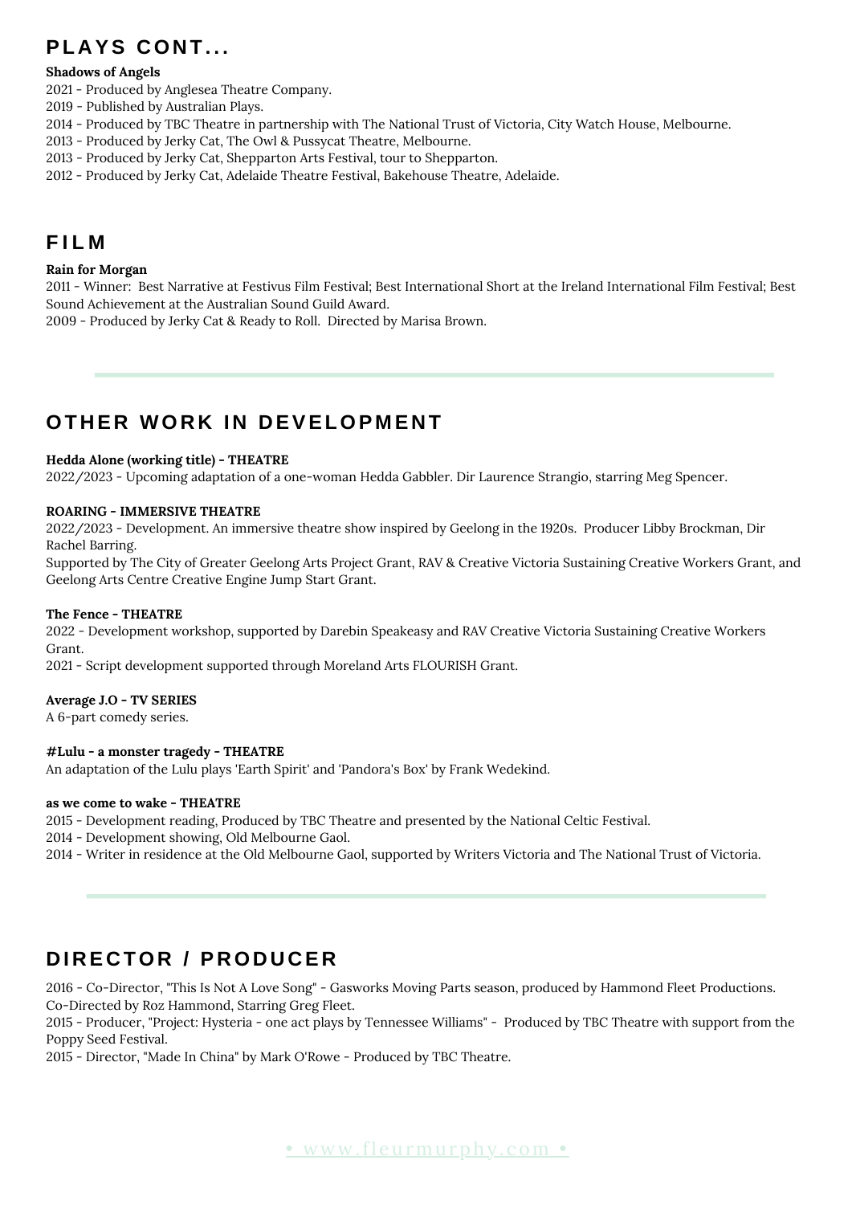## PLAYS CONT...

**Shadows of Angels**

2021 - Produced by Anglesea Theatre Company.
2019 - Published by Australian Plays.
2014 - Produced by TBC Theatre in partnership with The National Trust of Victoria, City Watch House, Melbourne.
2013 - Produced by Jerky Cat, The Owl & Pussycat Theatre, Melbourne.
2013 - Produced by Jerky Cat, Shepparton Arts Festival, tour to Shepparton.
2012 - Produced by Jerky Cat, Adelaide Theatre Festival, Bakehouse Theatre, Adelaide.

## FILM

**Rain for Morgan**

2011 - Winner: Best Narrative at Festivus Film Festival; Best International Short at the Ireland International Film Festival; Best Sound Achievement at the Australian Sound Guild Award.
2009 - Produced by Jerky Cat & Ready to Roll. Directed by Marisa Brown.

---

## OTHER WORK IN DEVELOPMENT

**Hedda Alone (working title) - THEATRE**

2022/2023 - Upcoming adaptation of a one-woman Hedda Gabbler. Dir Laurence Strangio, starring Meg Spencer.

**ROARING - IMMERSIVE THEATRE**

2022/2023 - Development. An immersive theatre show inspired by Geelong in the 1920s. Producer Libby Brockman, Dir Rachel Barring.
Supported by The City of Greater Geelong Arts Project Grant, RAV & Creative Victoria Sustaining Creative Workers Grant, and Geelong Arts Centre Creative Engine Jump Start Grant.

**The Fence - THEATRE**

2022 - Development workshop, supported by Darebin Speakeasy and RAV Creative Victoria Sustaining Creative Workers Grant.
2021 - Script development supported through Moreland Arts FLOURISH Grant.

**Average J.O - TV SERIES**

A 6-part comedy series.

**#Lulu - a monster tragedy - THEATRE**

An adaptation of the Lulu plays 'Earth Spirit' and 'Pandora's Box' by Frank Wedekind.

**as we come to wake - THEATRE**

2015 - Development reading, Produced by TBC Theatre and presented by the National Celtic Festival.
2014 - Development showing, Old Melbourne Gaol.
2014 - Writer in residence at the Old Melbourne Gaol, supported by Writers Victoria and The National Trust of Victoria.

---

## DIRECTOR / PRODUCER

2016 - Co-Director, "This Is Not A Love Song" - Gasworks Moving Parts season, produced by Hammond Fleet Productions. Co-Directed by Roz Hammond, Starring Greg Fleet.
2015 - Producer, "Project: Hysteria - one act plays by Tennessee Williams" - Produced by TBC Theatre with support from the Poppy Seed Festival.
2015 - Director, "Made In China" by Mark O'Rowe - Produced by TBC Theatre.

• www.fleurmurphy.com •